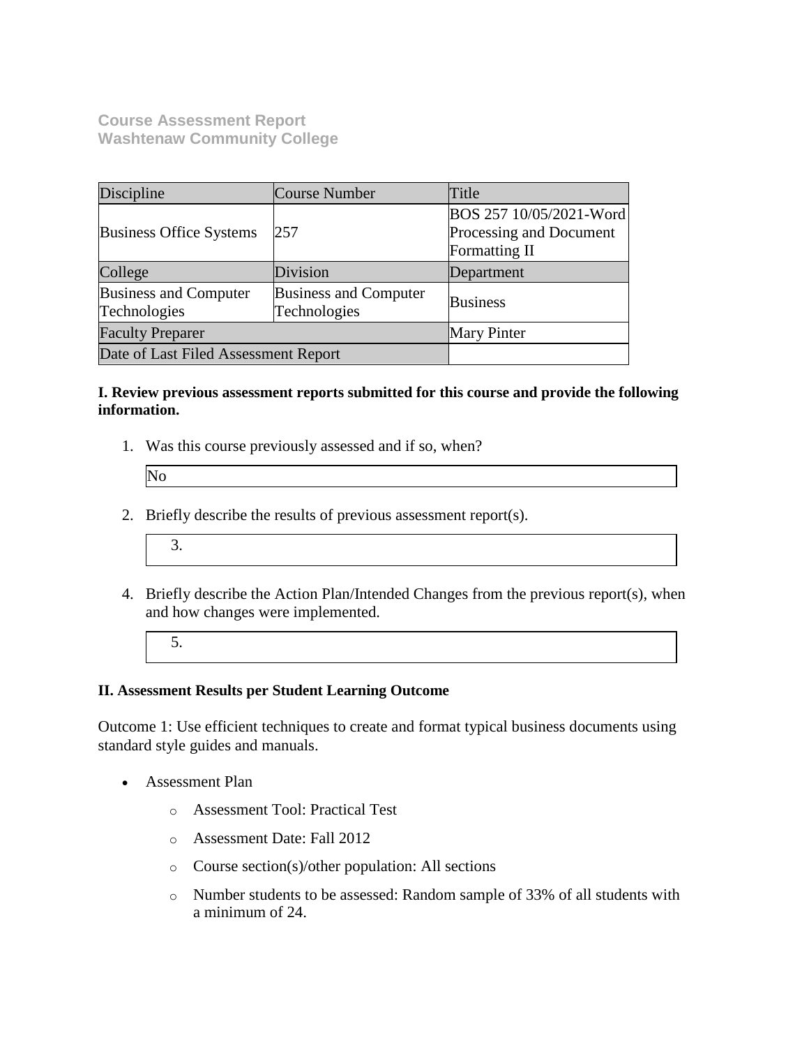**Course Assessment Report**
**Washtenaw Community College**

| Discipline | Course Number | Title |
|---|---|---|
| Business Office Systems | 257 | BOS 257 10/05/2021-Word Processing and Document Formatting II |
| College | Division | Department |
| Business and Computer Technologies | Business and Computer Technologies | Business |
| Faculty Preparer | | Mary Pinter |
| Date of Last Filed Assessment Report | | |

**I. Review previous assessment reports submitted for this course and provide the following information.**

1. Was this course previously assessed and if so, when?

   No

2. Briefly describe the results of previous assessment report(s).

   3.

4. Briefly describe the Action Plan/Intended Changes from the previous report(s), when and how changes were implemented.

   5.

**II. Assessment Results per Student Learning Outcome**

Outcome 1: Use efficient techniques to create and format typical business documents using standard style guides and manuals.

- Assessment Plan
  - Assessment Tool: Practical Test
  - Assessment Date: Fall 2012
  - Course section(s)/other population: All sections
  - Number students to be assessed: Random sample of 33% of all students with a minimum of 24.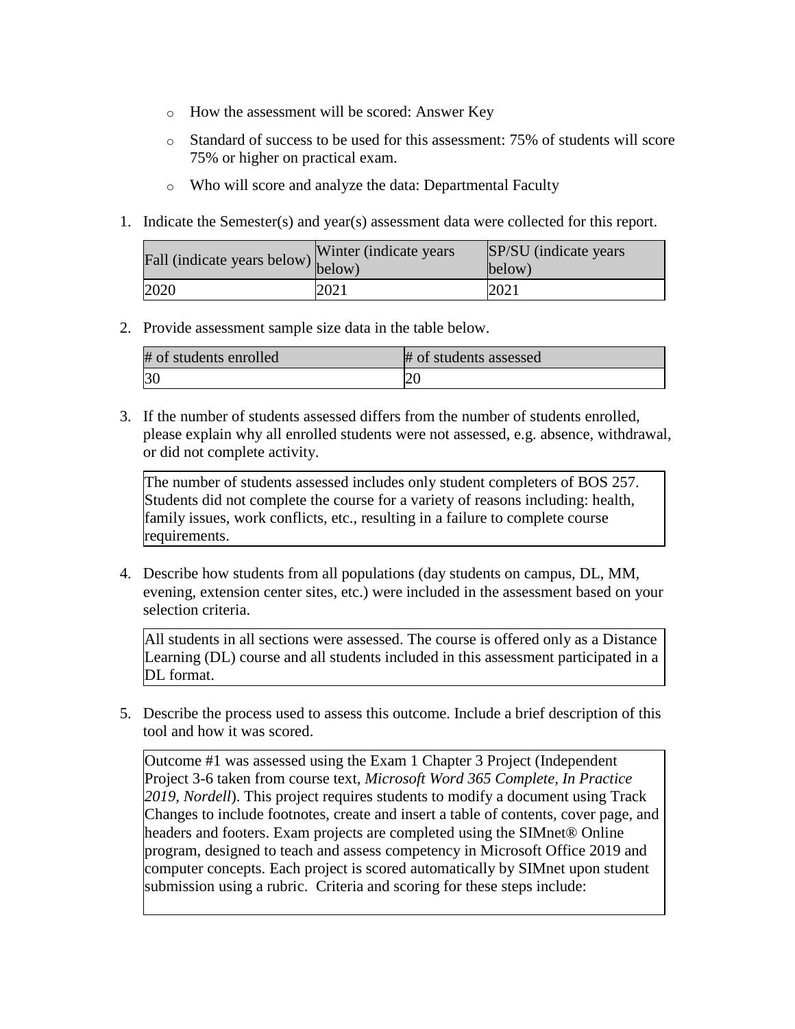- How the assessment will be scored: Answer Key
- Standard of success to be used for this assessment: 75% of students will score 75% or higher on practical exam.
- Who will score and analyze the data: Departmental Faculty

1. Indicate the Semester(s) and year(s) assessment data were collected for this report.

| Fall (indicate years below) | Winter (indicate years below) | SP/SU (indicate years below) |
|---|---|---|
| 2020 | 2021 | 2021 |

2. Provide assessment sample size data in the table below.

| # of students enrolled | # of students assessed |
|---|---|
| 30 | 20 |

3. If the number of students assessed differs from the number of students enrolled, please explain why all enrolled students were not assessed, e.g. absence, withdrawal, or did not complete activity.

The number of students assessed includes only student completers of BOS 257. Students did not complete the course for a variety of reasons including: health, family issues, work conflicts, etc., resulting in a failure to complete course requirements.

4. Describe how students from all populations (day students on campus, DL, MM, evening, extension center sites, etc.) were included in the assessment based on your selection criteria.

All students in all sections were assessed. The course is offered only as a Distance Learning (DL) course and all students included in this assessment participated in a DL format.

5. Describe the process used to assess this outcome. Include a brief description of this tool and how it was scored.

Outcome #1 was assessed using the Exam 1 Chapter 3 Project (Independent Project 3-6 taken from course text, *Microsoft Word 365 Complete, In Practice 2019, Nordell*). This project requires students to modify a document using Track Changes to include footnotes, create and insert a table of contents, cover page, and headers and footers. Exam projects are completed using the SIMnet® Online program, designed to teach and assess competency in Microsoft Office 2019 and computer concepts. Each project is scored automatically by SIMnet upon student submission using a rubric. Criteria and scoring for these steps include: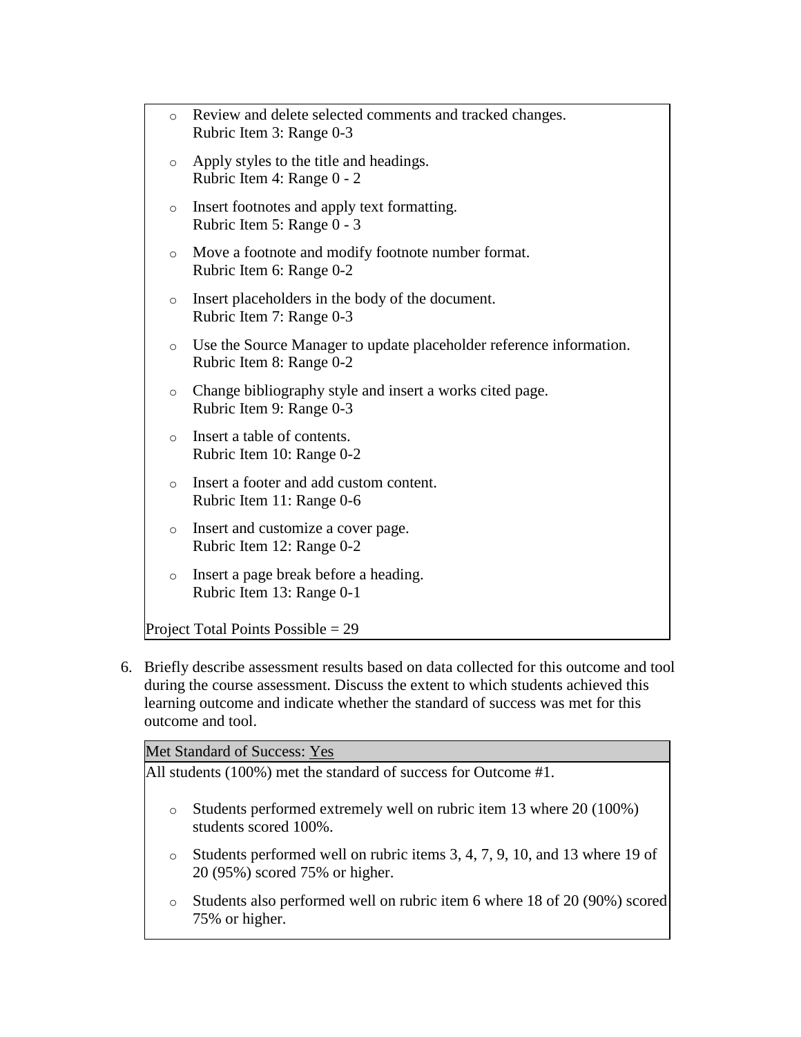- Review and delete selected comments and tracked changes.
  Rubric Item 3: Range 0-3
- Apply styles to the title and headings.
  Rubric Item 4: Range 0 - 2
- Insert footnotes and apply text formatting.
  Rubric Item 5: Range 0 - 3
- Move a footnote and modify footnote number format.
  Rubric Item 6: Range 0-2
- Insert placeholders in the body of the document.
  Rubric Item 7: Range 0-3
- Use the Source Manager to update placeholder reference information.
  Rubric Item 8: Range 0-2
- Change bibliography style and insert a works cited page.
  Rubric Item 9: Range 0-3
- Insert a table of contents.
  Rubric Item 10: Range 0-2
- Insert a footer and add custom content.
  Rubric Item 11: Range 0-6
- Insert and customize a cover page.
  Rubric Item 12: Range 0-2
- Insert a page break before a heading.
  Rubric Item 13: Range 0-1

Project Total Points Possible = 29

6. Briefly describe assessment results based on data collected for this outcome and tool during the course assessment. Discuss the extent to which students achieved this learning outcome and indicate whether the standard of success was met for this outcome and tool.

| Met Standard of Success: Yes |
|---|
| All students (100%) met the standard of success for Outcome #1.<br><br>- Students performed extremely well on rubric item 13 where 20 (100%) students scored 100%.<br>- Students performed well on rubric items 3, 4, 7, 9, 10, and 13 where 19 of 20 (95%) scored 75% or higher.<br>- Students also performed well on rubric item 6 where 18 of 20 (90%) scored 75% or higher. |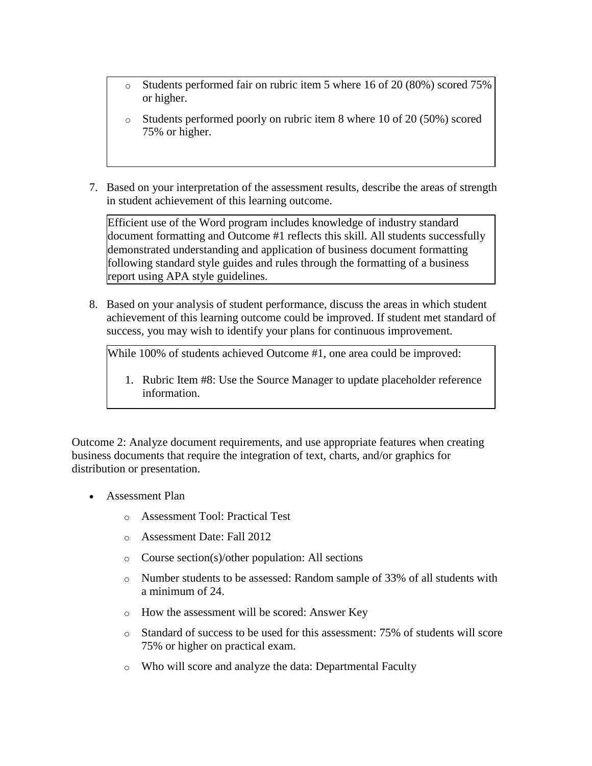- Students performed fair on rubric item 5 where 16 of 20 (80%) scored 75% or higher.
- Students performed poorly on rubric item 8 where 10 of 20 (50%) scored 75% or higher.

7. Based on your interpretation of the assessment results, describe the areas of strength in student achievement of this learning outcome.

Efficient use of the Word program includes knowledge of industry standard document formatting and Outcome #1 reflects this skill. All students successfully demonstrated understanding and application of business document formatting following standard style guides and rules through the formatting of a business report using APA style guidelines.

8. Based on your analysis of student performance, discuss the areas in which student achievement of this learning outcome could be improved. If student met standard of success, you may wish to identify your plans for continuous improvement.

While 100% of students achieved Outcome #1, one area could be improved:

1. Rubric Item #8: Use the Source Manager to update placeholder reference information.

Outcome 2: Analyze document requirements, and use appropriate features when creating business documents that require the integration of text, charts, and/or graphics for distribution or presentation.

- Assessment Plan
  - Assessment Tool: Practical Test
  - Assessment Date: Fall 2012
  - Course section(s)/other population: All sections
  - Number students to be assessed: Random sample of 33% of all students with a minimum of 24.
  - How the assessment will be scored: Answer Key
  - Standard of success to be used for this assessment: 75% of students will score 75% or higher on practical exam.
  - Who will score and analyze the data: Departmental Faculty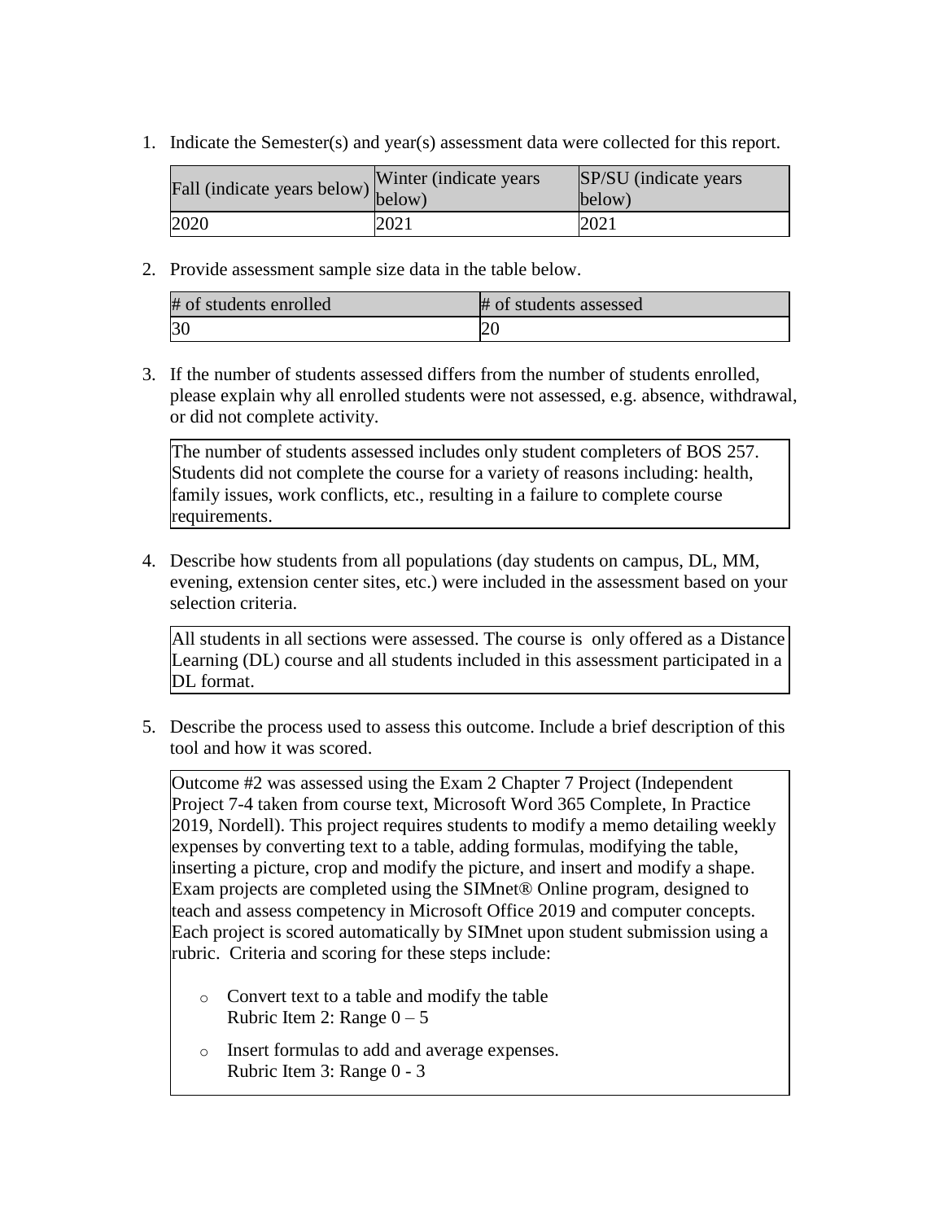1. Indicate the Semester(s) and year(s) assessment data were collected for this report.

| Fall (indicate years below) | Winter (indicate years below) | SP/SU (indicate years below) |
|---|---|---|
| 2020 | 2021 | 2021 |

2. Provide assessment sample size data in the table below.

| # of students enrolled | # of students assessed |
|---|---|
| 30 | 20 |

3. If the number of students assessed differs from the number of students enrolled, please explain why all enrolled students were not assessed, e.g. absence, withdrawal, or did not complete activity.

The number of students assessed includes only student completers of BOS 257. Students did not complete the course for a variety of reasons including: health, family issues, work conflicts, etc., resulting in a failure to complete course requirements.

4. Describe how students from all populations (day students on campus, DL, MM, evening, extension center sites, etc.) were included in the assessment based on your selection criteria.

All students in all sections were assessed. The course is only offered as a Distance Learning (DL) course and all students included in this assessment participated in a DL format.

5. Describe the process used to assess this outcome. Include a brief description of this tool and how it was scored.

Outcome #2 was assessed using the Exam 2 Chapter 7 Project (Independent Project 7-4 taken from course text, Microsoft Word 365 Complete, In Practice 2019, Nordell). This project requires students to modify a memo detailing weekly expenses by converting text to a table, adding formulas, modifying the table, inserting a picture, crop and modify the picture, and insert and modify a shape. Exam projects are completed using the SIMnet® Online program, designed to teach and assess competency in Microsoft Office 2019 and computer concepts. Each project is scored automatically by SIMnet upon student submission using a rubric. Criteria and scoring for these steps include:

- Convert text to a table and modify the table
  Rubric Item 2: Range 0 – 5
- Insert formulas to add and average expenses.
  Rubric Item 3: Range 0 - 3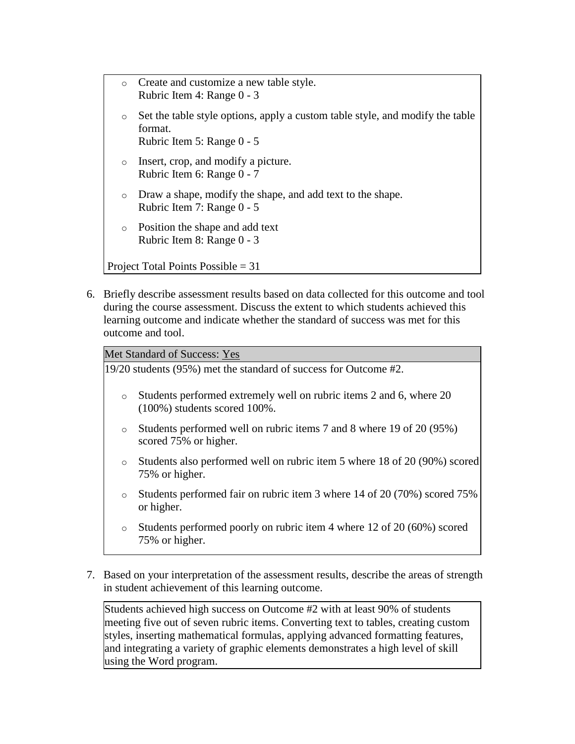- Create and customize a new table style.
  Rubric Item 4: Range 0 - 3
- Set the table style options, apply a custom table style, and modify the table format.
  Rubric Item 5: Range 0 - 5
- Insert, crop, and modify a picture.
  Rubric Item 6: Range 0 - 7
- Draw a shape, modify the shape, and add text to the shape.
  Rubric Item 7: Range 0 - 5
- Position the shape and add text
  Rubric Item 8: Range 0 - 3

Project Total Points Possible = 31

6. Briefly describe assessment results based on data collected for this outcome and tool during the course assessment. Discuss the extent to which students achieved this learning outcome and indicate whether the standard of success was met for this outcome and tool.

Met Standard of Success: Yes

19/20 students (95%) met the standard of success for Outcome #2.

- Students performed extremely well on rubric items 2 and 6, where 20 (100%) students scored 100%.
- Students performed well on rubric items 7 and 8 where 19 of 20 (95%) scored 75% or higher.
- Students also performed well on rubric item 5 where 18 of 20 (90%) scored 75% or higher.
- Students performed fair on rubric item 3 where 14 of 20 (70%) scored 75% or higher.
- Students performed poorly on rubric item 4 where 12 of 20 (60%) scored 75% or higher.

7. Based on your interpretation of the assessment results, describe the areas of strength in student achievement of this learning outcome.

Students achieved high success on Outcome #2 with at least 90% of students meeting five out of seven rubric items. Converting text to tables, creating custom styles, inserting mathematical formulas, applying advanced formatting features, and integrating a variety of graphic elements demonstrates a high level of skill using the Word program.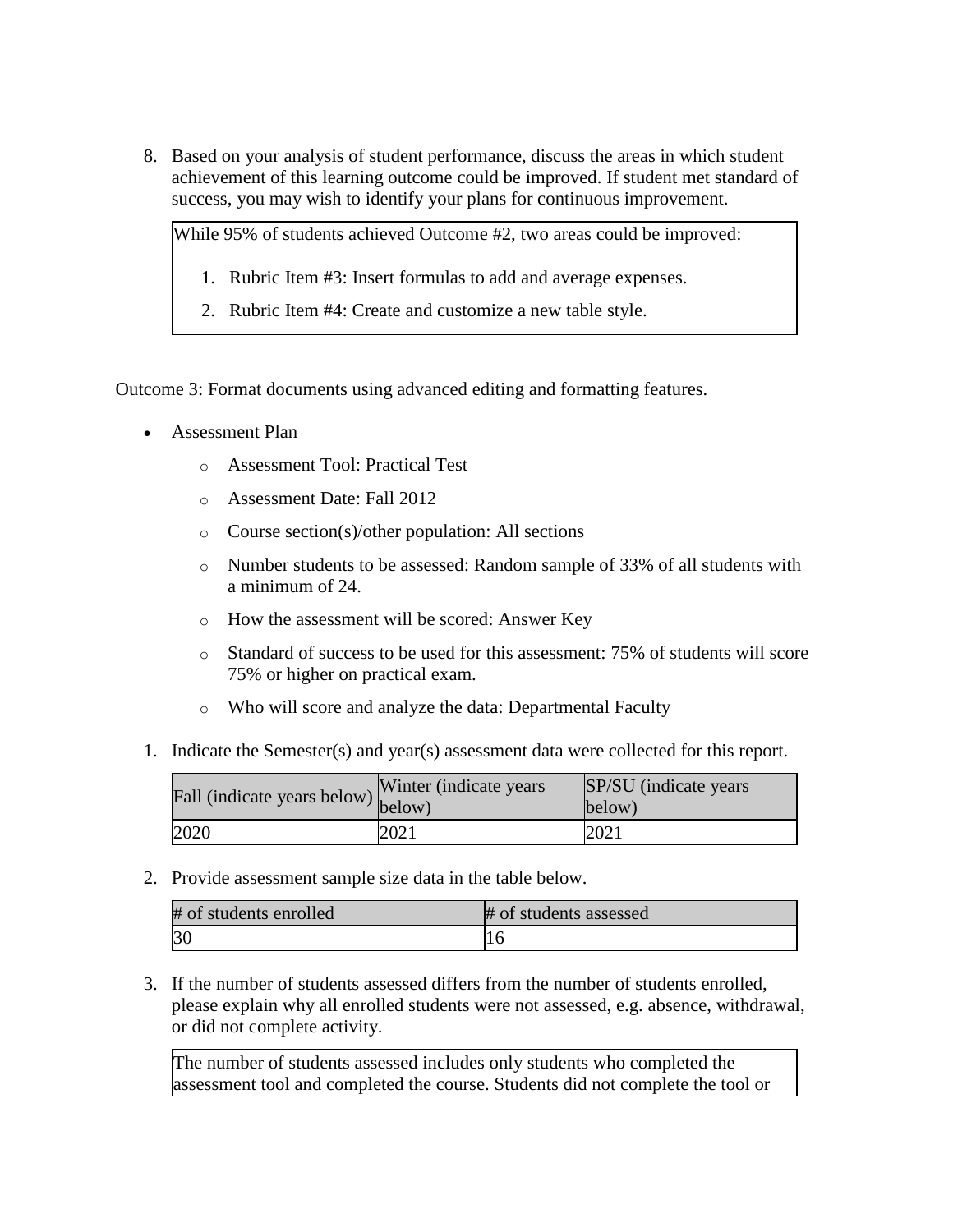8. Based on your analysis of student performance, discuss the areas in which student achievement of this learning outcome could be improved. If student met standard of success, you may wish to identify your plans for continuous improvement.

   While 95% of students achieved Outcome #2, two areas could be improved:

   1. Rubric Item #3: Insert formulas to add and average expenses.
   2. Rubric Item #4: Create and customize a new table style.

Outcome 3: Format documents using advanced editing and formatting features.

- Assessment Plan
  - Assessment Tool: Practical Test
  - Assessment Date: Fall 2012
  - Course section(s)/other population: All sections
  - Number students to be assessed: Random sample of 33% of all students with a minimum of 24.
  - How the assessment will be scored: Answer Key
  - Standard of success to be used for this assessment: 75% of students will score 75% or higher on practical exam.
  - Who will score and analyze the data: Departmental Faculty

1. Indicate the Semester(s) and year(s) assessment data were collected for this report.

| Fall (indicate years below) | Winter (indicate years below) | SP/SU (indicate years below) |
|---|---|---|
| 2020 | 2021 | 2021 |

2. Provide assessment sample size data in the table below.

| # of students enrolled | # of students assessed |
|---|---|
| 30 | 16 |

3. If the number of students assessed differs from the number of students enrolled, please explain why all enrolled students were not assessed, e.g. absence, withdrawal, or did not complete activity.

   The number of students assessed includes only students who completed the assessment tool and completed the course. Students did not complete the tool or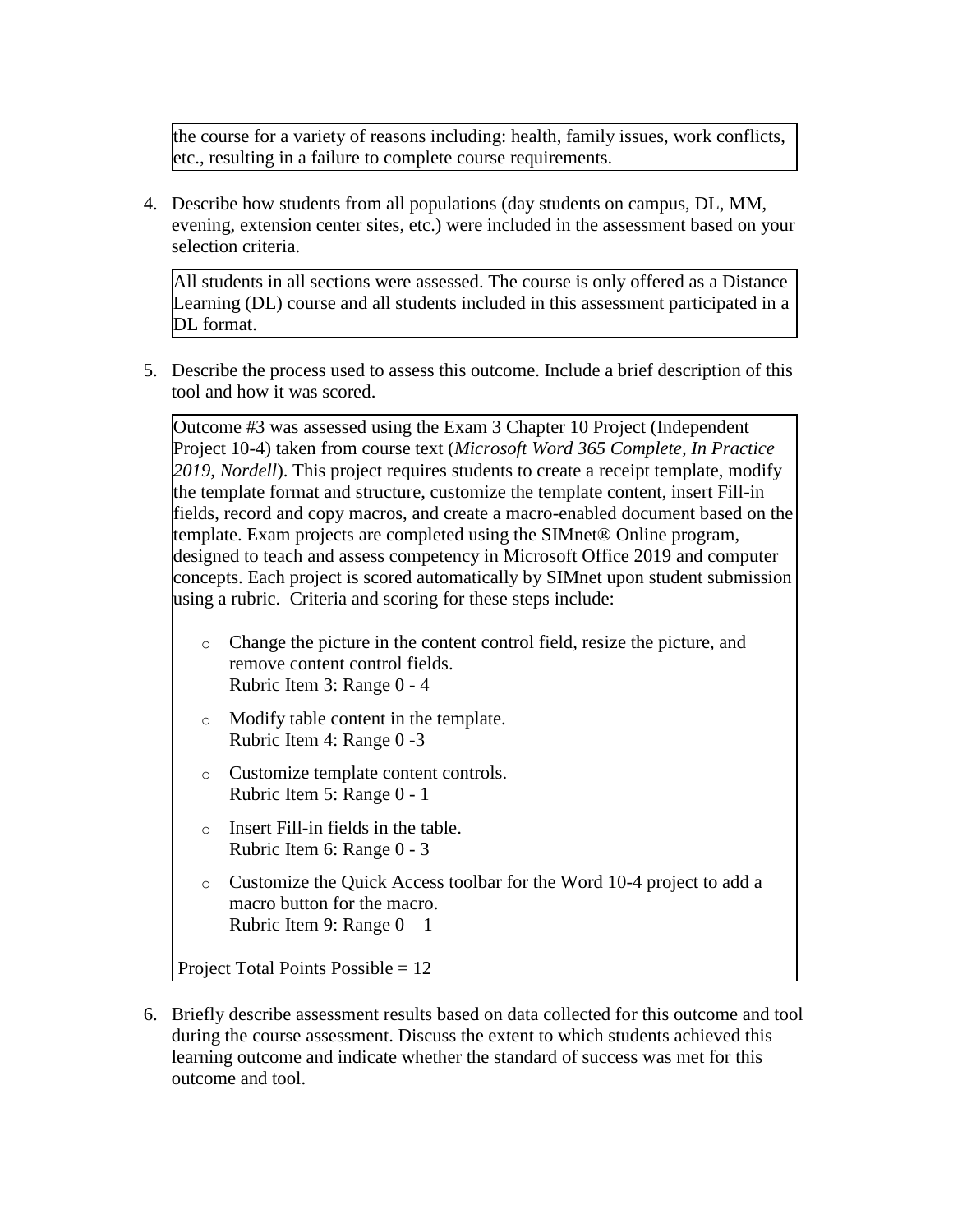the course for a variety of reasons including: health, family issues, work conflicts, etc., resulting in a failure to complete course requirements.

4. Describe how students from all populations (day students on campus, DL, MM, evening, extension center sites, etc.) were included in the assessment based on your selection criteria.

All students in all sections were assessed. The course is only offered as a Distance Learning (DL) course and all students included in this assessment participated in a DL format.

5. Describe the process used to assess this outcome. Include a brief description of this tool and how it was scored.

Outcome #3 was assessed using the Exam 3 Chapter 10 Project (Independent Project 10-4) taken from course text (*Microsoft Word 365 Complete, In Practice 2019, Nordell*). This project requires students to create a receipt template, modify the template format and structure, customize the template content, insert Fill-in fields, record and copy macros, and create a macro-enabled document based on the template. Exam projects are completed using the SIMnet® Online program, designed to teach and assess competency in Microsoft Office 2019 and computer concepts. Each project is scored automatically by SIMnet upon student submission using a rubric. Criteria and scoring for these steps include:

- Change the picture in the content control field, resize the picture, and remove content control fields.
  Rubric Item 3: Range 0 - 4
- Modify table content in the template.
  Rubric Item 4: Range 0 -3
- Customize template content controls.
  Rubric Item 5: Range 0 - 1
- Insert Fill-in fields in the table.
  Rubric Item 6: Range 0 - 3
- Customize the Quick Access toolbar for the Word 10-4 project to add a macro button for the macro.
  Rubric Item 9: Range 0 – 1

Project Total Points Possible = 12

6. Briefly describe assessment results based on data collected for this outcome and tool during the course assessment. Discuss the extent to which students achieved this learning outcome and indicate whether the standard of success was met for this outcome and tool.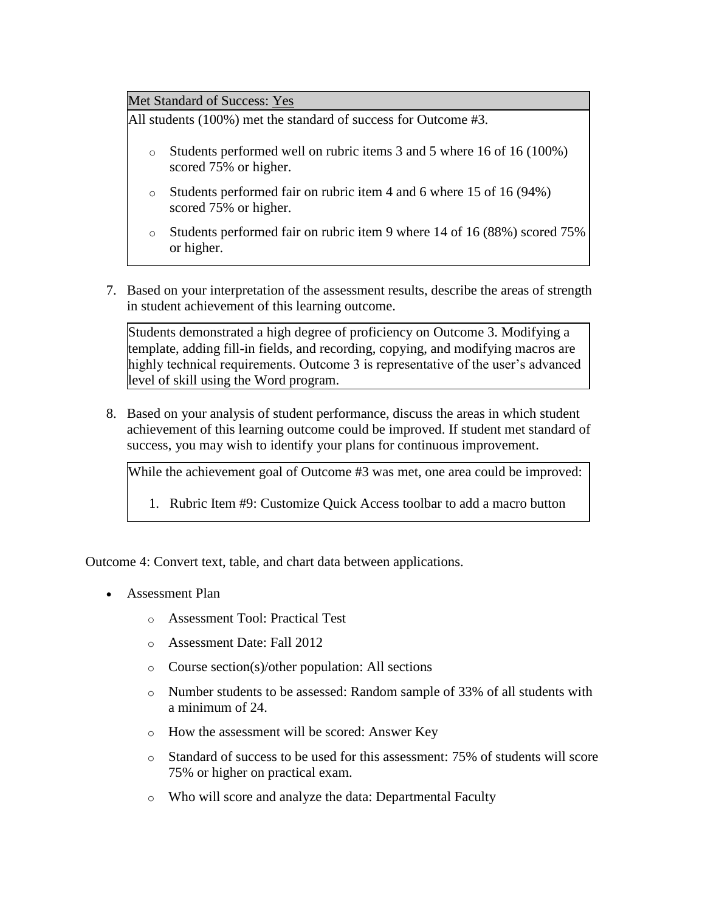| Met Standard of Success: Yes |
|---|
| All students (100%) met the standard of success for Outcome #3.<br><br>- Students performed well on rubric items 3 and 5 where 16 of 16 (100%) scored 75% or higher.<br>- Students performed fair on rubric item 4 and 6 where 15 of 16 (94%) scored 75% or higher.<br>- Students performed fair on rubric item 9 where 14 of 16 (88%) scored 75% or higher. |

7. Based on your interpretation of the assessment results, describe the areas of strength in student achievement of this learning outcome.

| Students demonstrated a high degree of proficiency on Outcome 3. Modifying a template, adding fill-in fields, and recording, copying, and modifying macros are highly technical requirements. Outcome 3 is representative of the user's advanced level of skill using the Word program. |
|---|

8. Based on your analysis of student performance, discuss the areas in which student achievement of this learning outcome could be improved. If student met standard of success, you may wish to identify your plans for continuous improvement.

| While the achievement goal of Outcome #3 was met, one area could be improved:<br><br>1. Rubric Item #9: Customize Quick Access toolbar to add a macro button |
|---|

Outcome 4: Convert text, table, and chart data between applications.

- Assessment Plan
  - Assessment Tool: Practical Test
  - Assessment Date: Fall 2012
  - Course section(s)/other population: All sections
  - Number students to be assessed: Random sample of 33% of all students with a minimum of 24.
  - How the assessment will be scored: Answer Key
  - Standard of success to be used for this assessment: 75% of students will score 75% or higher on practical exam.
  - Who will score and analyze the data: Departmental Faculty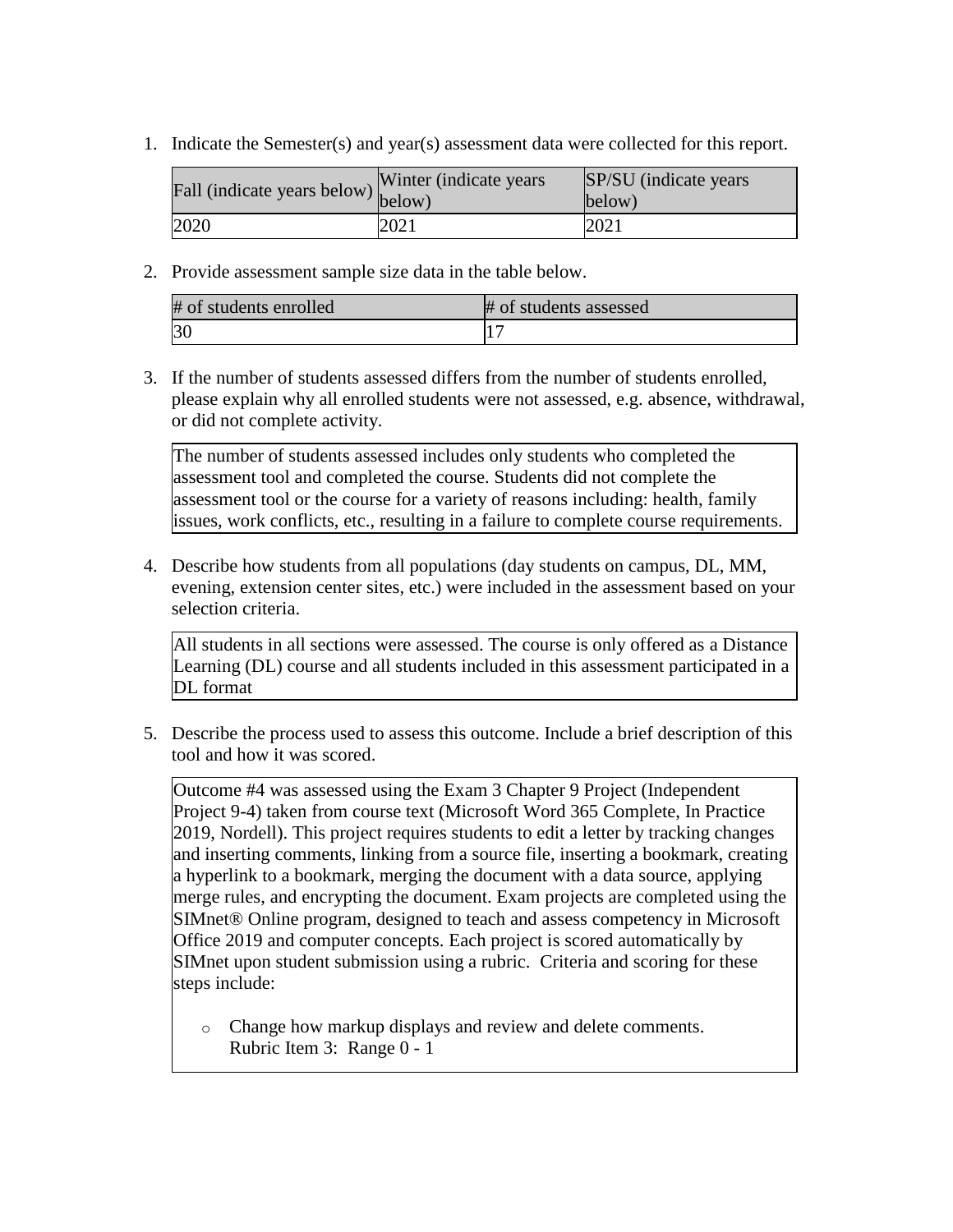1. Indicate the Semester(s) and year(s) assessment data were collected for this report.

| Fall (indicate years below) | Winter (indicate years below) | SP/SU (indicate years below) |
|---|---|---|
| 2020 | 2021 | 2021 |

2. Provide assessment sample size data in the table below.

| # of students enrolled | # of students assessed |
|---|---|
| 30 | 17 |

3. If the number of students assessed differs from the number of students enrolled, please explain why all enrolled students were not assessed, e.g. absence, withdrawal, or did not complete activity.

The number of students assessed includes only students who completed the assessment tool and completed the course. Students did not complete the assessment tool or the course for a variety of reasons including: health, family issues, work conflicts, etc., resulting in a failure to complete course requirements.

4. Describe how students from all populations (day students on campus, DL, MM, evening, extension center sites, etc.) were included in the assessment based on your selection criteria.

All students in all sections were assessed. The course is only offered as a Distance Learning (DL) course and all students included in this assessment participated in a DL format

5. Describe the process used to assess this outcome. Include a brief description of this tool and how it was scored.

Outcome #4 was assessed using the Exam 3 Chapter 9 Project (Independent Project 9-4) taken from course text (Microsoft Word 365 Complete, In Practice 2019, Nordell). This project requires students to edit a letter by tracking changes and inserting comments, linking from a source file, inserting a bookmark, creating a hyperlink to a bookmark, merging the document with a data source, applying merge rules, and encrypting the document. Exam projects are completed using the SIMnet® Online program, designed to teach and assess competency in Microsoft Office 2019 and computer concepts. Each project is scored automatically by SIMnet upon student submission using a rubric. Criteria and scoring for these steps include:

- Change how markup displays and review and delete comments.
  Rubric Item 3: Range 0 - 1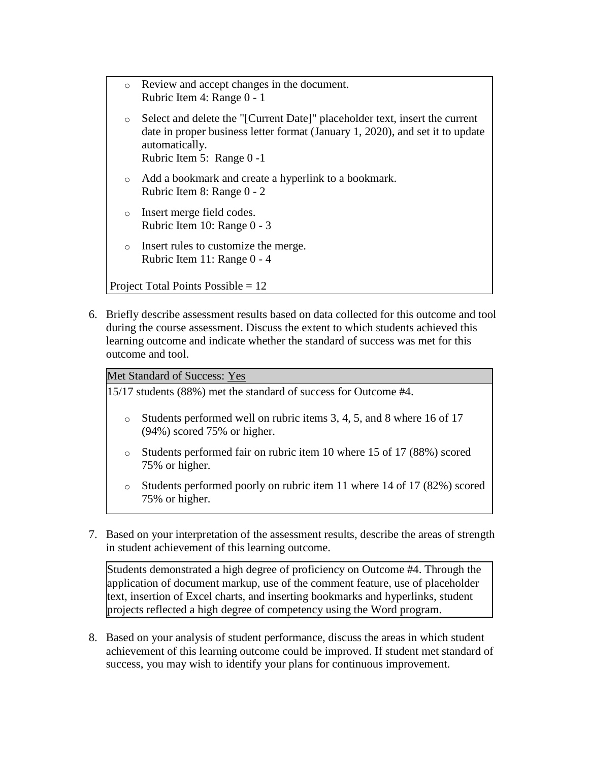- Review and accept changes in the document.
  Rubric Item 4: Range 0 - 1
- Select and delete the "[Current Date]" placeholder text, insert the current date in proper business letter format (January 1, 2020), and set it to update automatically.
  Rubric Item 5: Range 0 -1
- Add a bookmark and create a hyperlink to a bookmark.
  Rubric Item 8: Range 0 - 2
- Insert merge field codes.
  Rubric Item 10: Range 0 - 3
- Insert rules to customize the merge.
  Rubric Item 11: Range 0 - 4

Project Total Points Possible = 12

6. Briefly describe assessment results based on data collected for this outcome and tool during the course assessment. Discuss the extent to which students achieved this learning outcome and indicate whether the standard of success was met for this outcome and tool.

| Met Standard of Success: Yes |
| --- |
| 15/17 students (88%) met the standard of success for Outcome #4.<br><br>- Students performed well on rubric items 3, 4, 5, and 8 where 16 of 17 (94%) scored 75% or higher.<br>- Students performed fair on rubric item 10 where 15 of 17 (88%) scored 75% or higher.<br>- Students performed poorly on rubric item 11 where 14 of 17 (82%) scored 75% or higher. |

7. Based on your interpretation of the assessment results, describe the areas of strength in student achievement of this learning outcome.

| Students demonstrated a high degree of proficiency on Outcome #4. Through the application of document markup, use of the comment feature, use of placeholder text, insertion of Excel charts, and inserting bookmarks and hyperlinks, student projects reflected a high degree of competency using the Word program. |
| --- |

8. Based on your analysis of student performance, discuss the areas in which student achievement of this learning outcome could be improved. If student met standard of success, you may wish to identify your plans for continuous improvement.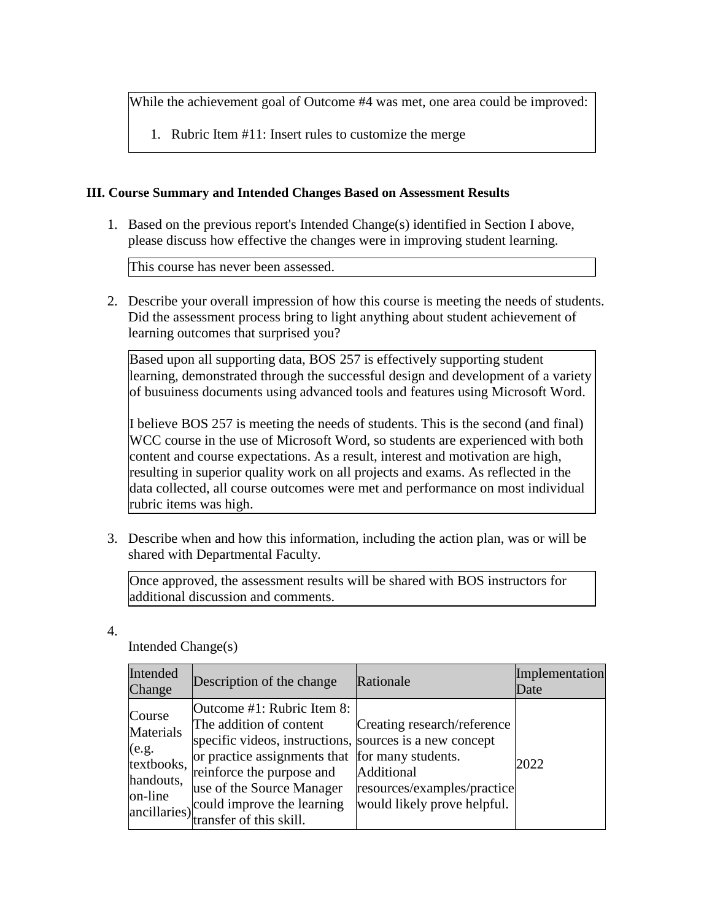While the achievement goal of Outcome #4 was met, one area could be improved:

1. Rubric Item #11: Insert rules to customize the merge

### III. Course Summary and Intended Changes Based on Assessment Results

1. Based on the previous report's Intended Change(s) identified in Section I above, please discuss how effective the changes were in improving student learning.

   This course has never been assessed.

2. Describe your overall impression of how this course is meeting the needs of students. Did the assessment process bring to light anything about student achievement of learning outcomes that surprised you?

   Based upon all supporting data, BOS 257 is effectively supporting student learning, demonstrated through the successful design and development of a variety of busuiness documents using advanced tools and features using Microsoft Word.

   I believe BOS 257 is meeting the needs of students. This is the second (and final) WCC course in the use of Microsoft Word, so students are experienced with both content and course expectations. As a result, interest and motivation are high, resulting in superior quality work on all projects and exams. As reflected in the data collected, all course outcomes were met and performance on most individual rubric items was high.

3. Describe when and how this information, including the action plan, was or will be shared with Departmental Faculty.

   Once approved, the assessment results will be shared with BOS instructors for additional discussion and comments.

4. Intended Change(s)

| Intended Change | Description of the change | Rationale | Implementation Date |
|---|---|---|---|
| Course Materials (e.g. textbooks, handouts, on-line ancillaries) | Outcome #1: Rubric Item 8: The addition of content specific videos, instructions, or practice assignments that reinforce the purpose and use of the Source Manager could improve the learning transfer of this skill. | Creating research/reference sources is a new concept for many students. Additional resources/examples/practice would likely prove helpful. | 2022 |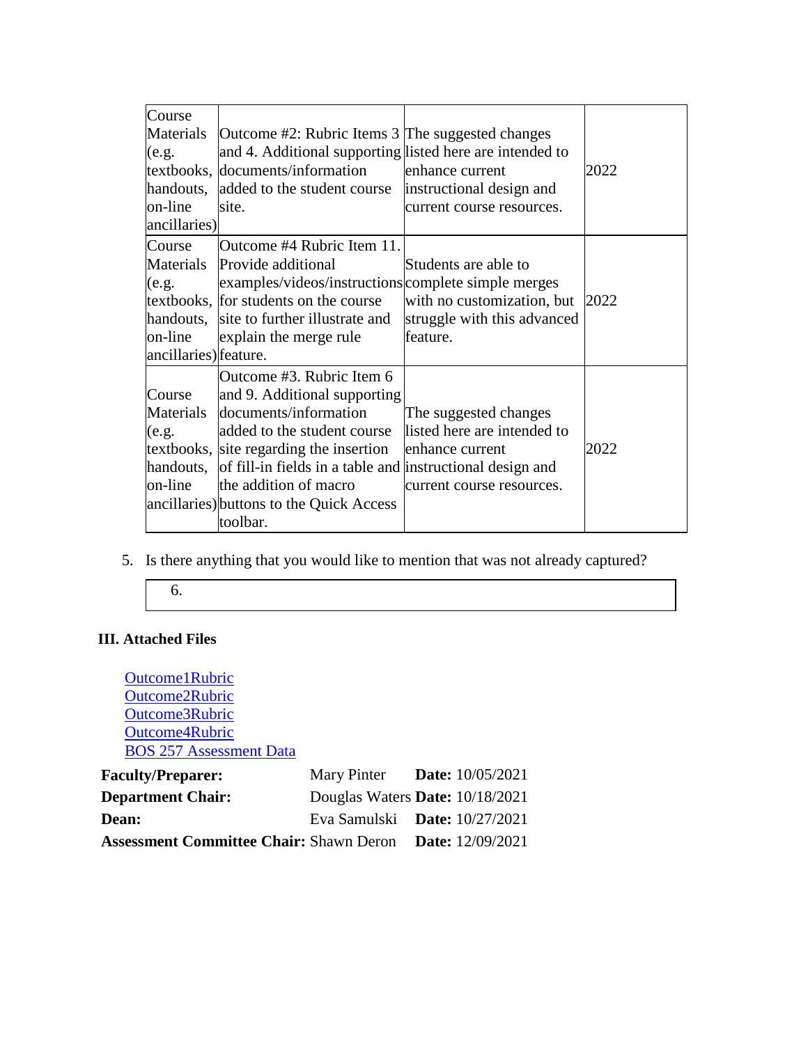| | | | |
|---|---|---|---|
| Course Materials (e.g. textbooks, handouts, on-line ancillaries) | Outcome #2: Rubric Items 3 and 4. Additional supporting documents/information added to the student course site. | The suggested changes listed here are intended to enhance current instructional design and current course resources. | 2022 |
| Course Materials (e.g. textbooks, handouts, on-line ancillaries) | Outcome #4 Rubric Item 11. Provide additional examples/videos/instructions for students on the course site to further illustrate and explain the merge rule feature. | Students are able to complete simple merges with no customization, but struggle with this advanced feature. | 2022 |
| Course Materials (e.g. textbooks, handouts, on-line ancillaries) | Outcome #3. Rubric Item 6 and 9. Additional supporting documents/information added to the student course site regarding the insertion of fill-in fields in a table and the addition of macro buttons to the Quick Access toolbar. | The suggested changes listed here are intended to enhance current instructional design and current course resources. | 2022 |

5. Is there anything that you would like to mention that was not already captured?

| |
|---|
| 6. |

**III. Attached Files**

Outcome1Rubric
Outcome2Rubric
Outcome3Rubric
Outcome4Rubric
BOS 257 Assessment Data

| | | |
|---|---|---|
| **Faculty/Preparer:** | Mary Pinter | **Date:** 10/05/2021 |
| **Department Chair:** | Douglas Waters | **Date:** 10/18/2021 |
| **Dean:** | Eva Samulski | **Date:** 10/27/2021 |
| **Assessment Committee Chair:** | Shawn Deron | **Date:** 12/09/2021 |